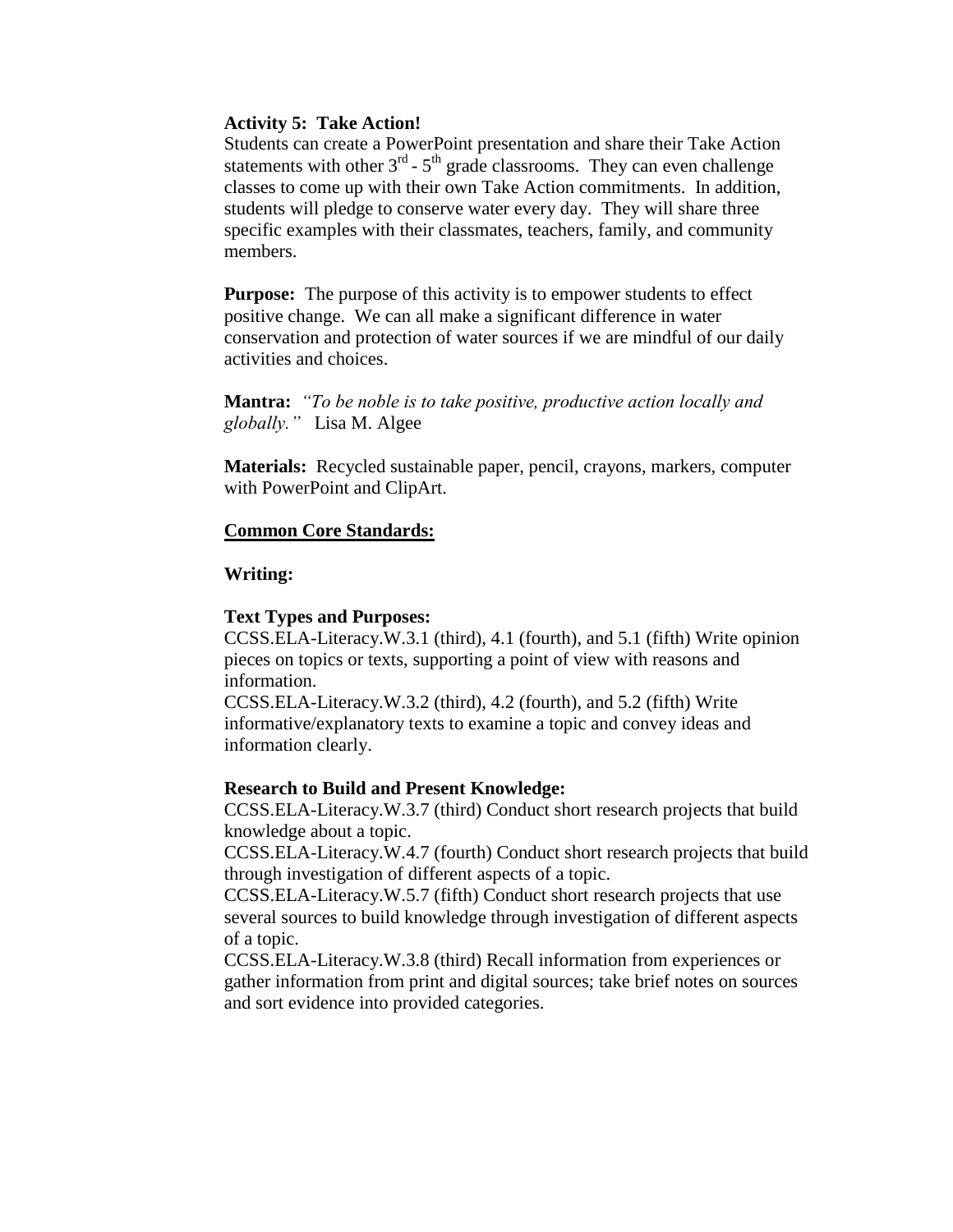**Activity 5: Take Action!**

Students can create a PowerPoint presentation and share their Take Action statements with other 3rd - 5th grade classrooms. They can even challenge classes to come up with their own Take Action commitments. In addition, students will pledge to conserve water every day. They will share three specific examples with their classmates, teachers, family, and community members.

**Purpose:** The purpose of this activity is to empower students to effect positive change. We can all make a significant difference in water conservation and protection of water sources if we are mindful of our daily activities and choices.

**Mantra:** *"To be noble is to take positive, productive action locally and globally."* Lisa M. Algee

**Materials:** Recycled sustainable paper, pencil, crayons, markers, computer with PowerPoint and ClipArt.

**Common Core Standards:**

**Writing:**

**Text Types and Purposes:**

CCSS.ELA-Literacy.W.3.1 (third), 4.1 (fourth), and 5.1 (fifth) Write opinion pieces on topics or texts, supporting a point of view with reasons and information.

CCSS.ELA-Literacy.W.3.2 (third), 4.2 (fourth), and 5.2 (fifth) Write informative/explanatory texts to examine a topic and convey ideas and information clearly.

**Research to Build and Present Knowledge:**

CCSS.ELA-Literacy.W.3.7 (third) Conduct short research projects that build knowledge about a topic.

CCSS.ELA-Literacy.W.4.7 (fourth) Conduct short research projects that build through investigation of different aspects of a topic.

CCSS.ELA-Literacy.W.5.7 (fifth) Conduct short research projects that use several sources to build knowledge through investigation of different aspects of a topic.

CCSS.ELA-Literacy.W.3.8 (third) Recall information from experiences or gather information from print and digital sources; take brief notes on sources and sort evidence into provided categories.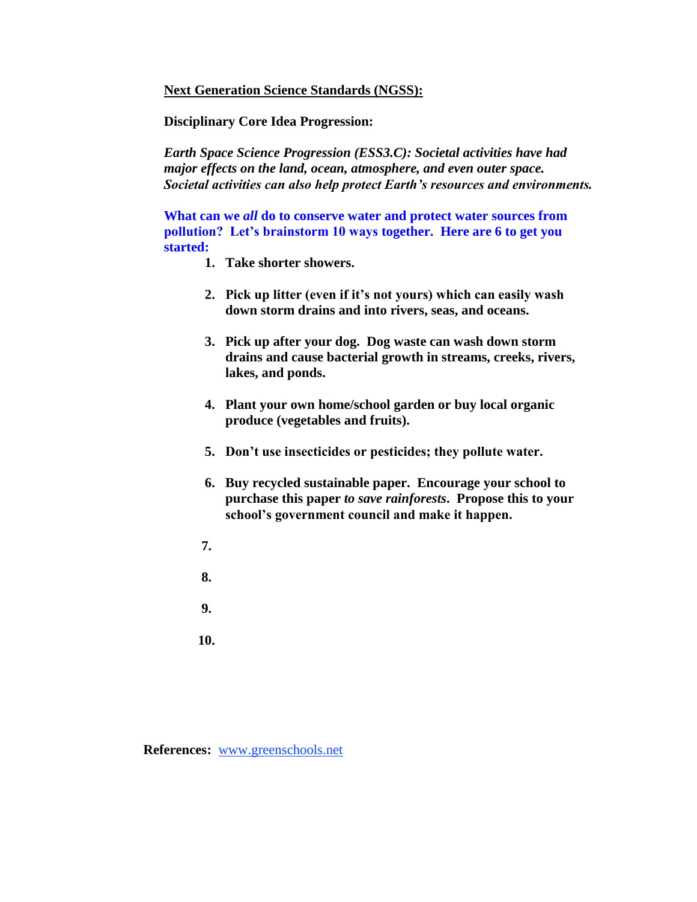**<u>Next Generation Science Standards (NGSS):</u>**

**Disciplinary Core Idea Progression:**

***Earth Space Science Progression (ESS3.C): Societal activities have had major effects on the land, ocean, atmosphere, and even outer space. Societal activities can also help protect Earth's resources and environments.***

**What can we *all* do to conserve water and protect water sources from pollution? Let's brainstorm 10 ways together. Here are 6 to get you started:**

1. **Take shorter showers.**
2. **Pick up litter (even if it's not yours) which can easily wash down storm drains and into rivers, seas, and oceans.**
3. **Pick up after your dog. Dog waste can wash down storm drains and cause bacterial growth in streams, creeks, rivers, lakes, and ponds.**
4. **Plant your own home/school garden or buy local organic produce (vegetables and fruits).**
5. **Don't use insecticides or pesticides; they pollute water.**
6. **Buy recycled sustainable paper. Encourage your school to purchase this paper *to save rainforests*. Propose this to your school's government council and make it happen.**
7. 
8. 
9. 
10. 

**References:** www.greenschools.net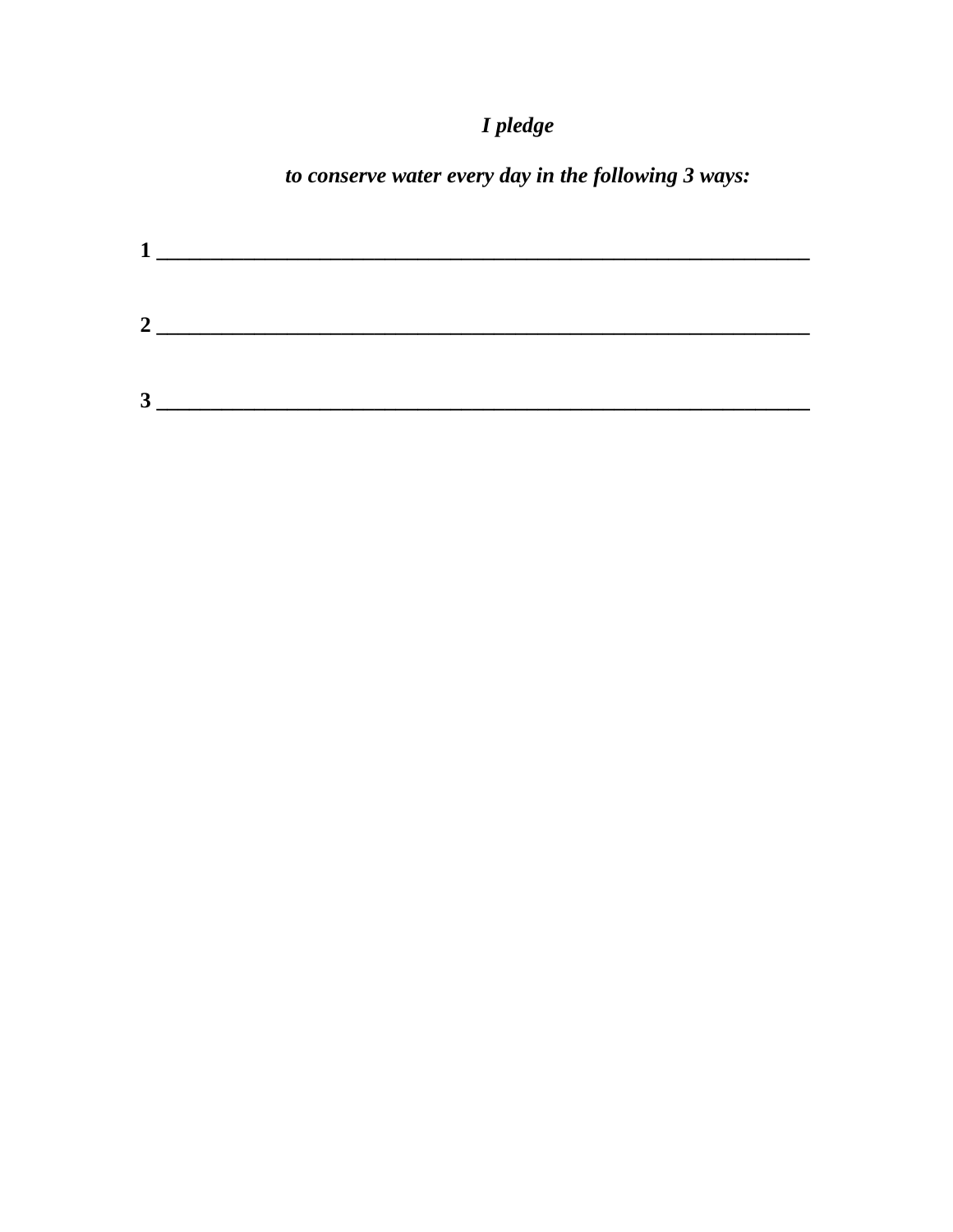***I pledge***

***to conserve water every day in the following 3 ways:***

**1 _______________________________________________________________**

**2 _______________________________________________________________**

**3 _______________________________________________________________**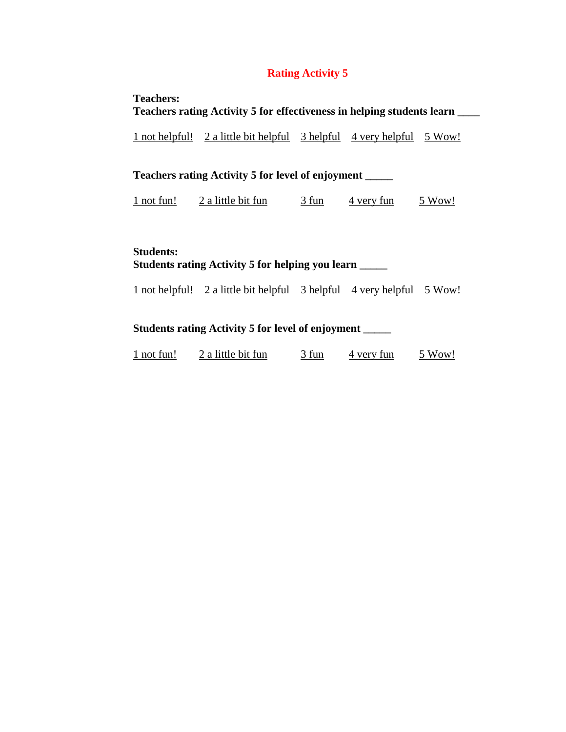# Rating Activity 5

**Teachers:**
**Teachers rating Activity 5 for effectiveness in helping students learn ____**

1 not helpful!  2 a little bit helpful  3 helpful  4 very helpful  5 Wow!

**Teachers rating Activity 5 for level of enjoyment _____**

1 not fun!  2 a little bit fun  3 fun  4 very fun  5 Wow!

**Students:**
**Students rating Activity 5 for helping you learn _____**

1 not helpful!  2 a little bit helpful  3 helpful  4 very helpful  5 Wow!

**Students rating Activity 5 for level of enjoyment _____**

1 not fun!  2 a little bit fun  3 fun  4 very fun  5 Wow!